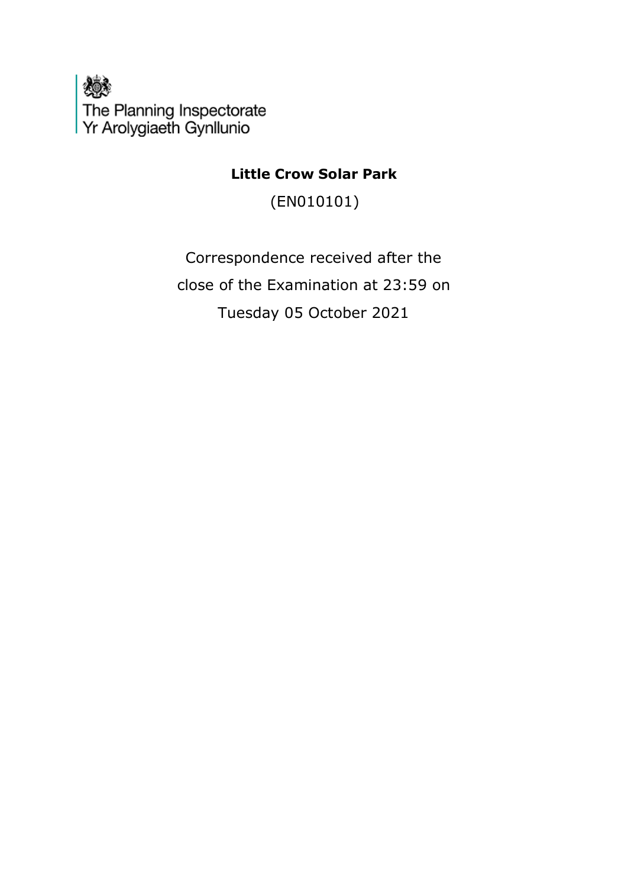The Planning Inspectorate
Yr Arolygiaeth Gynllunio

**Little Crow Solar Park**

(EN010101)

Correspondence received after the close of the Examination at 23:59 on Tuesday 05 October 2021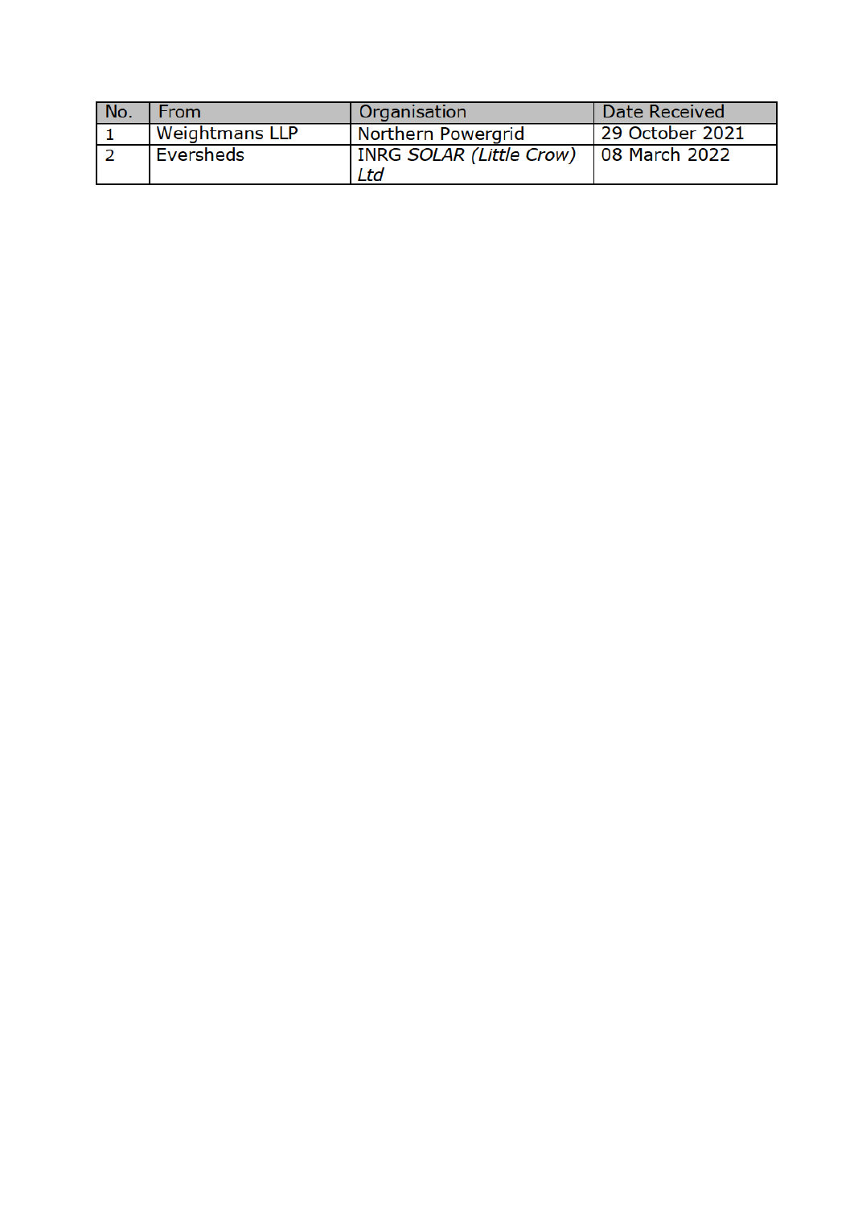| No. | From | Organisation | Date Received |
|---|---|---|---|
| 1 | Weightmans LLP | Northern Powergrid | 29 October 2021 |
| 2 | Eversheds | INRG *SOLAR (Little Crow) Ltd* | 08 March 2022 |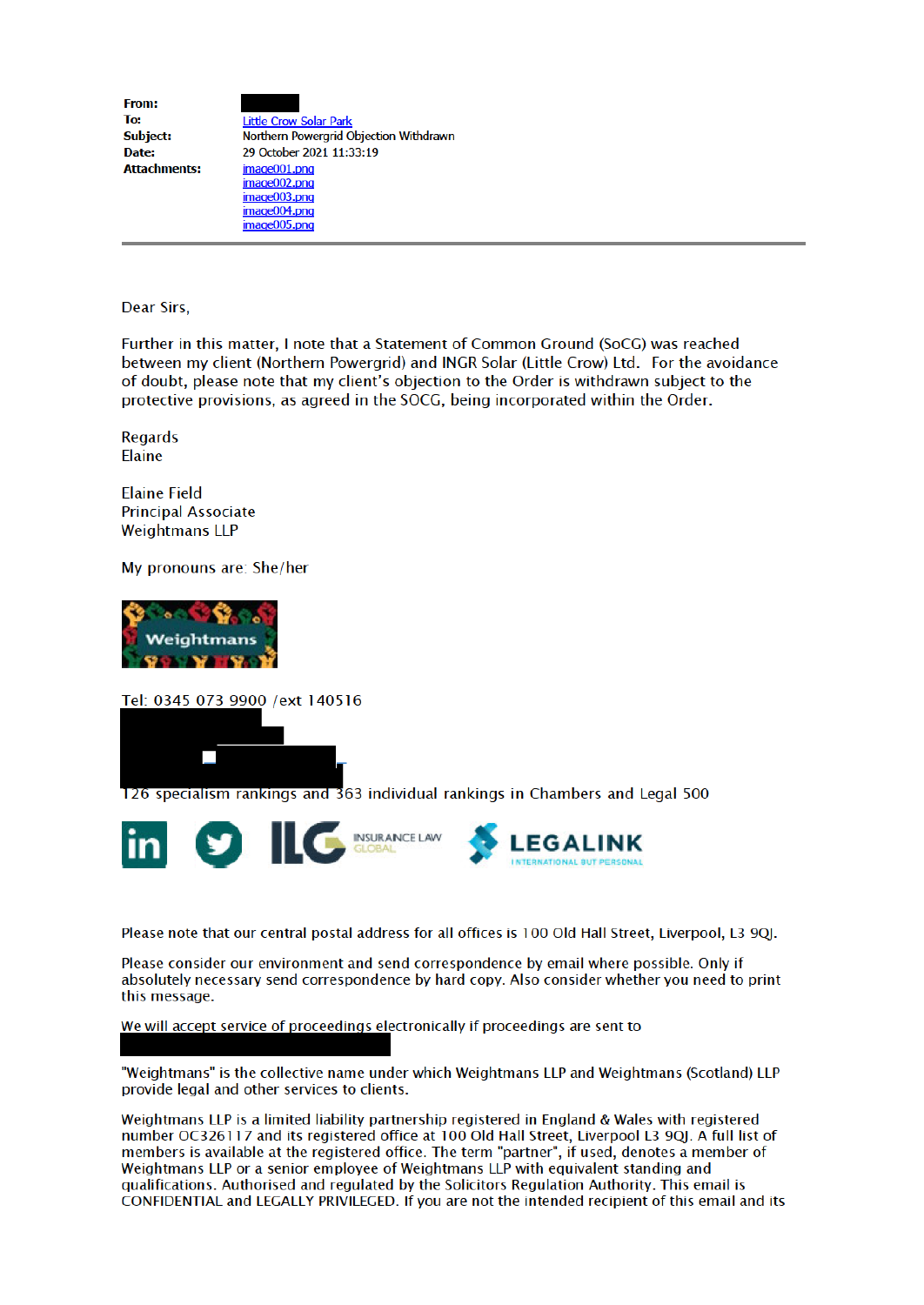**From:**
**To:** Little Crow Solar Park
**Subject:** Northern Powergrid Objection Withdrawn
**Date:** 29 October 2021 11:33:19
**Attachments:** image001.png
image002.png
image003.png
image004.png
image005.png

---

Dear Sirs,

Further in this matter, I note that a Statement of Common Ground (SoCG) was reached between my client (Northern Powergrid) and INGR Solar (Little Crow) Ltd. For the avoidance of doubt, please note that my client's objection to the Order is withdrawn subject to the protective provisions, as agreed in the SOCG, being incorporated within the Order.

Regards
Elaine

Elaine Field
Principal Associate
Weightmans LLP

My pronouns are: She/her

Weightmans

Tel: 0345 073 9900 /ext 140516

126 specialism rankings and 363 individual rankings in Chambers and Legal 500

INSURANCE LAW GLOBAL LEGALINK INTERNATIONAL BUT PERSONAL

Please note that our central postal address for all offices is 100 Old Hall Street, Liverpool, L3 9QJ.

Please consider our environment and send correspondence by email where possible. Only if absolutely necessary send correspondence by hard copy. Also consider whether you need to print this message.

We will accept service of proceedings electronically if proceedings are sent to

"Weightmans" is the collective name under which Weightmans LLP and Weightmans (Scotland) LLP provide legal and other services to clients.

Weightmans LLP is a limited liability partnership registered in England & Wales with registered number OC326117 and its registered office at 100 Old Hall Street, Liverpool L3 9QJ. A full list of members is available at the registered office. The term "partner", if used, denotes a member of Weightmans LLP or a senior employee of Weightmans LLP with equivalent standing and qualifications. Authorised and regulated by the Solicitors Regulation Authority. This email is CONFIDENTIAL and LEGALLY PRIVILEGED. If you are not the intended recipient of this email and its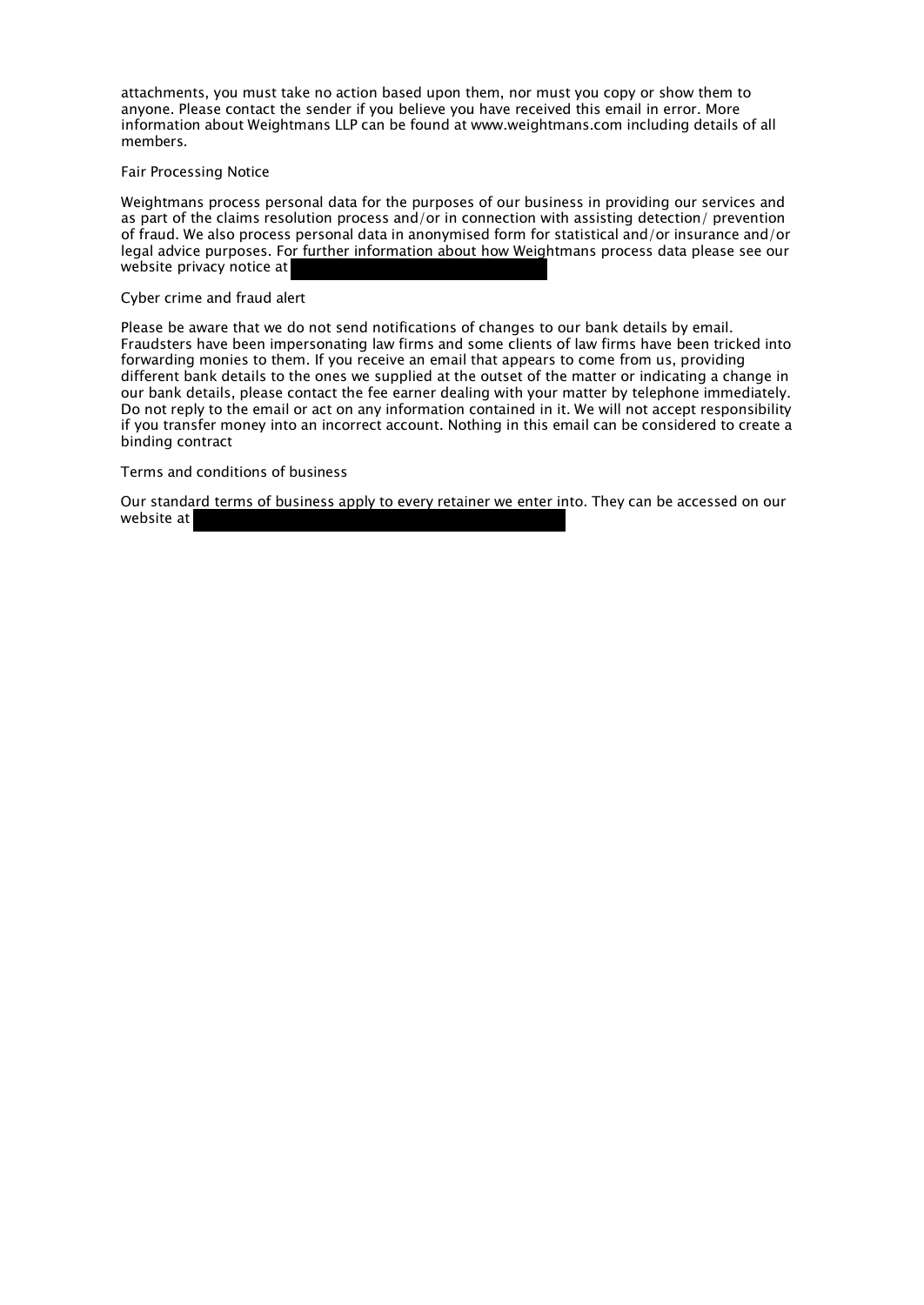attachments, you must take no action based upon them, nor must you copy or show them to anyone. Please contact the sender if you believe you have received this email in error. More information about Weightmans LLP can be found at www.weightmans.com including details of all members.

Fair Processing Notice

Weightmans process personal data for the purposes of our business in providing our services and as part of the claims resolution process and/or in connection with assisting detection/ prevention of fraud. We also process personal data in anonymised form for statistical and/or insurance and/or legal advice purposes. For further information about how Weightmans process data please see our website privacy notice at [REDACTED]

Cyber crime and fraud alert

Please be aware that we do not send notifications of changes to our bank details by email. Fraudsters have been impersonating law firms and some clients of law firms have been tricked into forwarding monies to them. If you receive an email that appears to come from us, providing different bank details to the ones we supplied at the outset of the matter or indicating a change in our bank details, please contact the fee earner dealing with your matter by telephone immediately. Do not reply to the email or act on any information contained in it. We will not accept responsibility if you transfer money into an incorrect account. Nothing in this email can be considered to create a binding contract

Terms and conditions of business

Our standard terms of business apply to every retainer we enter into. They can be accessed on our website at [REDACTED]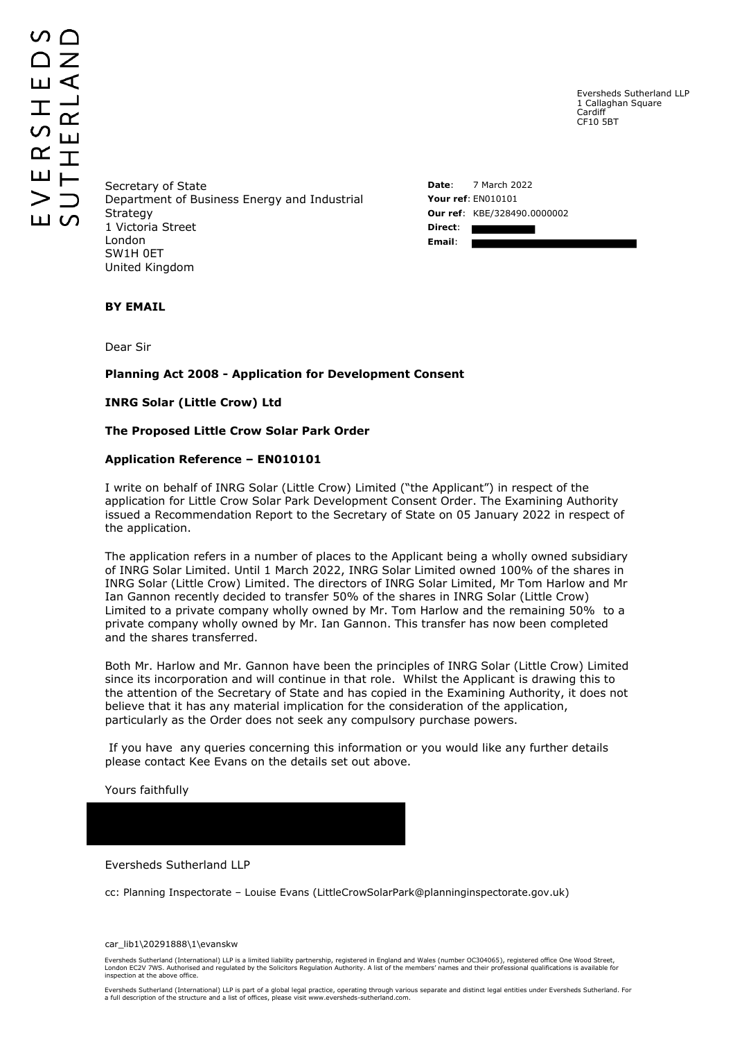EVERSHEDS SUTHERLAND

Eversheds Sutherland LLP
1 Callaghan Square
Cardiff
CF10 5BT

Secretary of State
Department of Business Energy and Industrial Strategy
1 Victoria Street
London
SW1H 0ET
United Kingdom

**Date**: 7 March 2022
**Your ref**: EN010101
**Our ref**: KBE/328490.0000002
**Direct**:
**Email**:

**BY EMAIL**

Dear Sir

**Planning Act 2008 - Application for Development Consent**

**INRG Solar (Little Crow) Ltd**

**The Proposed Little Crow Solar Park Order**

**Application Reference – EN010101**

I write on behalf of INRG Solar (Little Crow) Limited ("the Applicant") in respect of the application for Little Crow Solar Park Development Consent Order. The Examining Authority issued a Recommendation Report to the Secretary of State on 05 January 2022 in respect of the application.

The application refers in a number of places to the Applicant being a wholly owned subsidiary of INRG Solar Limited. Until 1 March 2022, INRG Solar Limited owned 100% of the shares in INRG Solar (Little Crow) Limited. The directors of INRG Solar Limited, Mr Tom Harlow and Mr Ian Gannon recently decided to transfer 50% of the shares in INRG Solar (Little Crow) Limited to a private company wholly owned by Mr. Tom Harlow and the remaining 50% to a private company wholly owned by Mr. Ian Gannon. This transfer has now been completed and the shares transferred.

Both Mr. Harlow and Mr. Gannon have been the principles of INRG Solar (Little Crow) Limited since its incorporation and will continue in that role. Whilst the Applicant is drawing this to the attention of the Secretary of State and has copied in the Examining Authority, it does not believe that it has any material implication for the consideration of the application, particularly as the Order does not seek any compulsory purchase powers.

If you have any queries concerning this information or you would like any further details please contact Kee Evans on the details set out above.

Yours faithfully

Eversheds Sutherland LLP

cc: Planning Inspectorate – Louise Evans (LittleCrowSolarPark@planninginspectorate.gov.uk)

car_lib1\20291888\1\evanskw

Eversheds Sutherland (International) LLP is a limited liability partnership, registered in England and Wales (number OC304065), registered office One Wood Street, London EC2V 7WS. Authorised and regulated by the Solicitors Regulation Authority. A list of the members' names and their professional qualifications is available for inspection at the above office.

Eversheds Sutherland (International) LLP is part of a global legal practice, operating through various separate and distinct legal entities under Eversheds Sutherland. For a full description of the structure and a list of offices, please visit www.eversheds-sutherland.com.